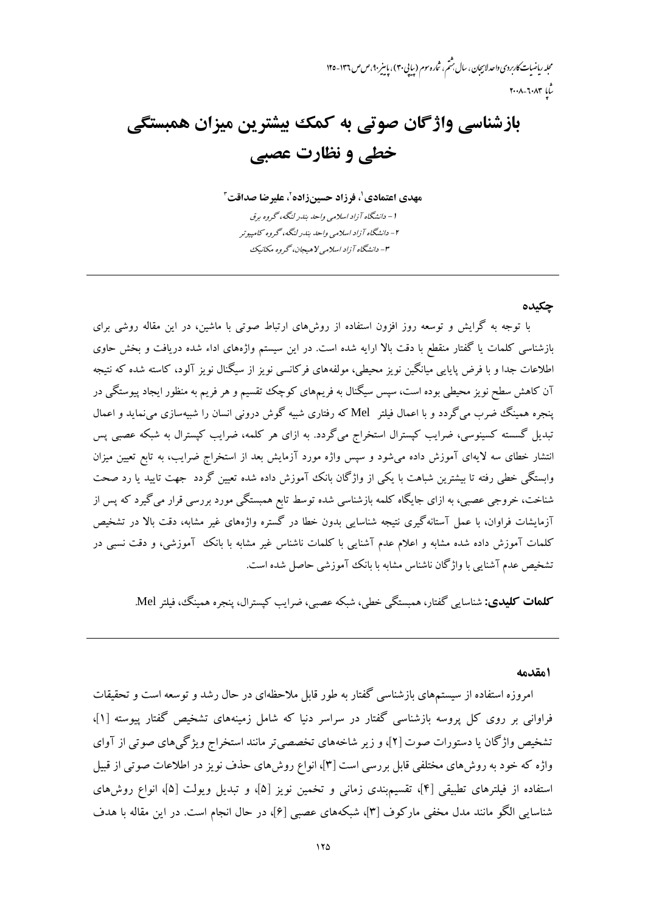# بازشناسی واژگان صوتی به کمک بیشترین میزان همبستگی خطی و نظارت عصبی

**مهدی اعتمادی[1]، فرزاد حسین‌زاده[2]، علیرضا صداقت[3]**

*۱- دانشگاه آزاد اسلامی واحد بندر لنگه، گروه برق*

*۲- دانشگاه آزاد اسلامی واحد بندر لنگه، گروه کامپیوتر*

*۳- دانشگاه آزاد اسلامی لاهیجان، گروه مکانیک*

## چکیده

با توجه به گرایش و توسعه روز افزون استفاده از روش‌های ارتباط صوتی با ماشین، در این مقاله روشی برای بازشناسی کلمات یا گفتار منقطع با دقت بالا ارایه شده است. در این سیستم واژه‌های اداء شده دریافت و بخش حاوی اطلاعات جدا و با فرض پایایی میانگین نویز محیطی، مولفه‌های فرکانسی نویز از سیگنال نویز آلود، کاسته شده که نتیجه آن کاهش سطح نویز محیطی بوده است، سپس سیگنال به فریم‌های کوچک تقسیم و هر فریم به منظور ایجاد پیوستگی در پنجره همینگ ضرب می‌گردد و با اعمال فیلتر Mel که رفتاری شبیه گوش درونی انسان را شبیه‌سازی می‌نماید و اعمال تبدیل گسسته کسینوسی، ضرایب کپسترال استخراج می‌گردد. به ازای هر کلمه، ضرایب کپسترال به شبکه عصبی پس انتشار خطای سه لایه‌ای آموزش داده می‌شود و سپس واژه مورد آزمایش بعد از استخراج ضرایب، به تابع تعیین میزان وابستگی خطی رفته تا بیشترین شباهت با یکی از واژگان بانک آموزش داده شده تعیین گردد جهت تایید یا رد صحت شناخت، خروجی عصبی، به ازای جایگاه کلمه بازشناسی شده توسط تابع همبستگی مورد بررسی قرار می‌گیرد که پس از آزمایشات فراوان، با عمل آستانه‌گیری نتیجه شناسایی بدون خطا در گستره واژه‌های غیر مشابه، دقت بالا در تشخیص کلمات آموزش داده شده مشابه و اعلام عدم آشنایی با کلمات ناشناس غیر مشابه با بانک آموزشی، و دقت نسبی در تشخیص عدم آشنایی با واژگان ناشناس مشابه با بانک آموزشی حاصل شده است.

**کلمات کلیدی:** شناسایی گفتار، همبستگی خطی، شبکه عصبی، ضرایب کپسترال، پنجره همینگ، فیلتر Mel.

## ۱مقدمه

امروزه استفاده از سیستم‌های بازشناسی گفتار به طور قابل ملاحظه‌ای در حال رشد و توسعه است و تحقیقات فراوانی بر روی کل پروسه بازشناسی گفتار در سراسر دنیا که شامل زمینه‌های تشخیص گفتار پیوسته [۱]، تشخیص واژگان یا دستورات صوت [۲]، و زیر شاخه‌های تخصصی‌تر مانند استخراج ویژگی‌های صوتی از آوای واژه که خود به روش‌های مختلفی قابل بررسی است [۳]، انواع روش‌های حذف نویز در اطلاعات صوتی از قبیل استفاده از فیلترهای تطبیقی [۴]، تقسیم‌بندی زمانی و تخمین نویز [۵]، و تبدیل ویولت [۵]، انواع روش‌های شناسایی الگو مانند مدل مخفی مارکوف [۳]، شبکه‌های عصبی [۶]، در حال انجام است. در این مقاله با هدف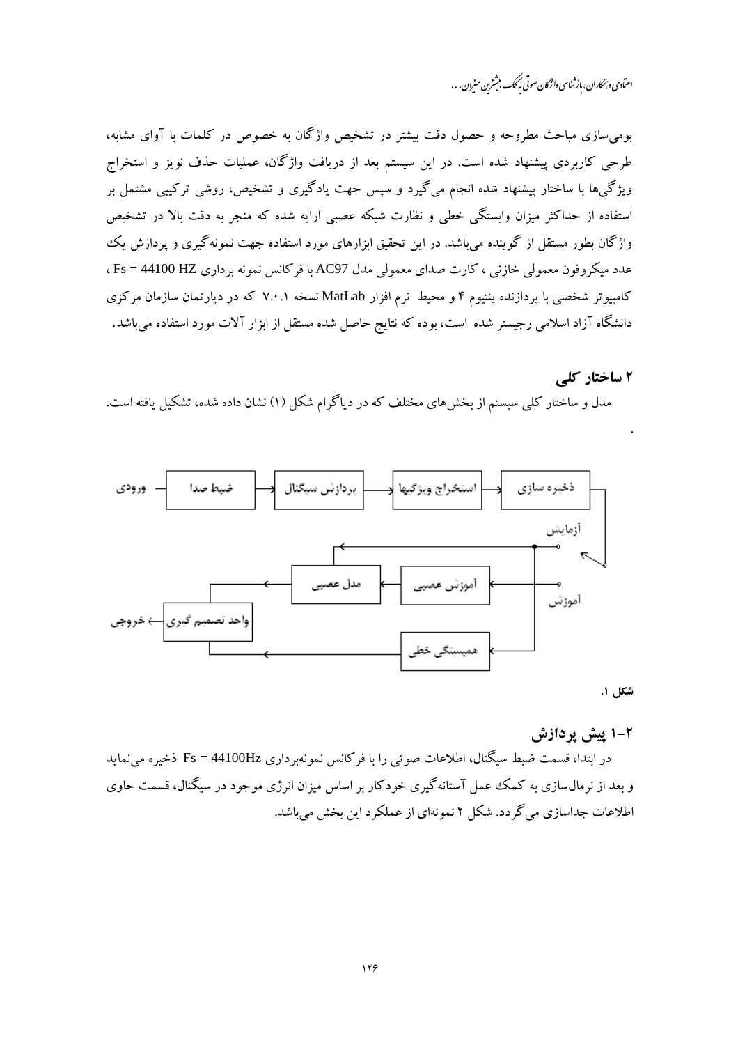بومی‌سازی مباحث مطروحه و حصول دقت بیشتر در تشخیص واژگان به خصوص در کلمات با آوای مشابه، طرحی کاربردی پیشنهاد شده است. در این سیستم بعد از دریافت واژگان، عملیات حذف نویز و استخراج ویژگی‌ها با ساختار پیشنهاد شده انجام می‌گیرد و سپس جهت یادگیری و تشخیص، روشی ترکیبی مشتمل بر استفاده از حداکثر میزان وابستگی خطی و نظارت شبکه عصبی ارایه شده که منجر به دقت بالا در تشخیص واژگان بطور مستقل از گوینده می‌باشد. در این تحقیق ابزارهای مورد استفاده جهت نمونه‌گیری و پردازش یک عدد میکروفون معمولی خازنی ، کارت صدای معمولی مدل AC97 با فرکانس نمونه برداری Fs = 44100 HZ ، کامپیوتر شخصی با پردازنده پنتیوم ۴ و محیط نرم افزار MatLab نسخه ۷.۰.۱ که در دپارتمان سازمان مرکزی دانشگاه آزاد اسلامی رجیستر شده است، بوده که نتایج حاصل شده مستقل از ابزار آلات مورد استفاده می‌باشد.

## ۲ ساختار کلی

مدل و ساختار کلی سیستم از بخش‌های مختلف که در دیاگرام شکل (۱) نشان داده شده، تشکیل یافته است.

ورودی ← ضبط صدا ← پردازش سیگنال ← استخراج ویژگیها ← ذخیره سازی ← آزمایش / آموزش
آموزش ← آموزش عصبی ← مدل عصبی ← واحد تصمیم گیری ← خروجی
همبستگی خطی ← واحد تصمیم گیری

شکل ۱.

### ۲-۱ پیش پردازش

در ابتدا، قسمت ضبط سیگنال، اطلاعات صوتی را با فرکانس نمونه‌برداری Fs = 44100Hz ذخیره می‌نماید و بعد از نرمال‌سازی به کمک عمل آستانه‌گیری خودکار بر اساس میزان انرژی موجود در سیگنال، قسمت حاوی اطلاعات جداسازی می‌گردد. شکل ۲ نمونه‌ای از عملکرد این بخش می‌باشد.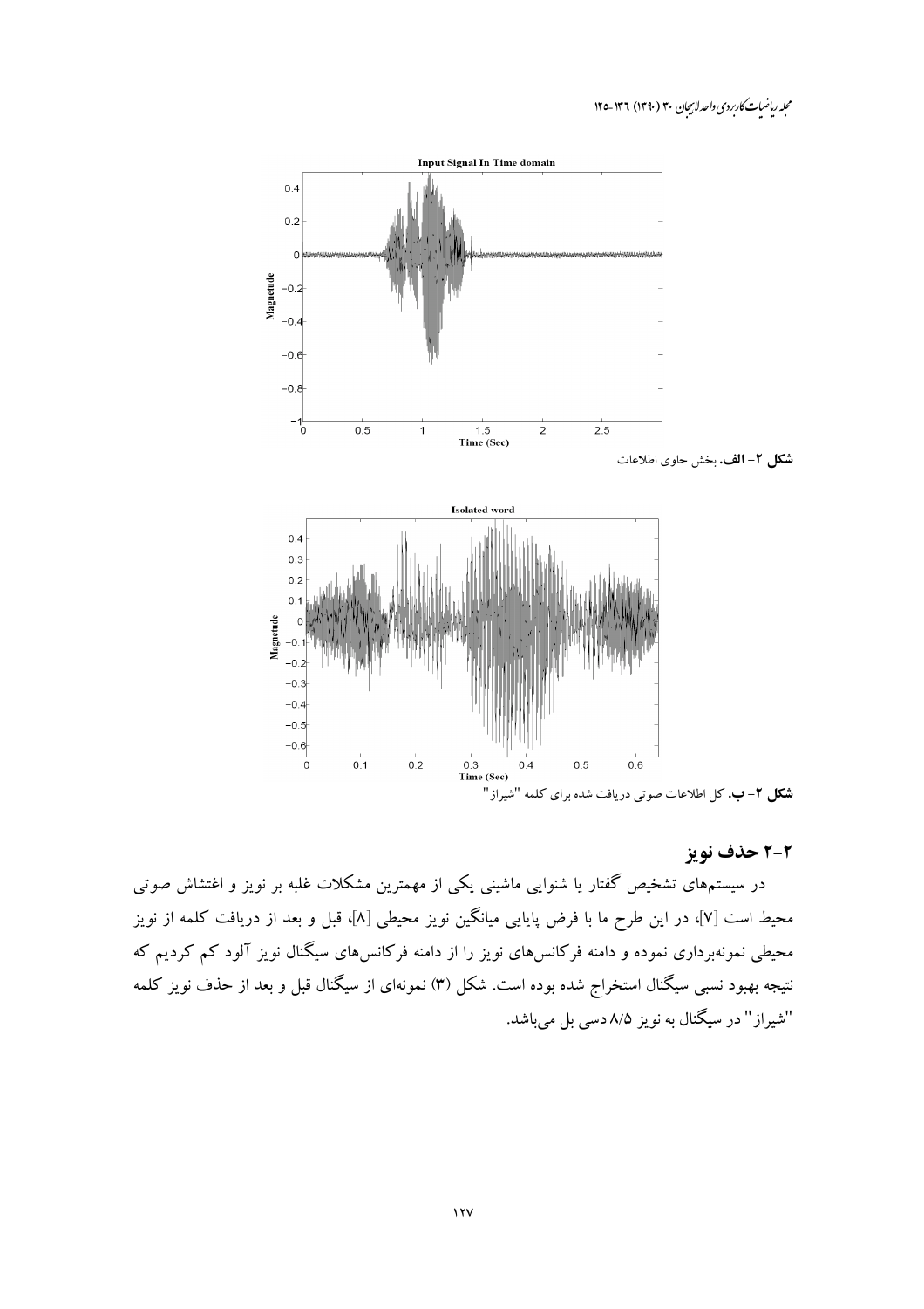شکل ۲- الف. بخش حاوی اطلاعات

شکل ۲- ب. کل اطلاعات صوتی دریافت شده برای کلمه "شیراز"

## ۲-۲ حذف نویز

در سیستم‌های تشخیص گفتار یا شنوایی ماشینی یکی از مهمترین مشکلات غلبه بر نویز و اغتشاش صوتی محیط است [۷]، در این طرح ما با فرض پایایی میانگین نویز محیطی [۸]، قبل و بعد از دریافت کلمه از نویز محیطی نمونه‌برداری نموده و دامنه فرکانس‌های نویز را از دامنه فرکانس‌های سیگنال نویز آلود کم کردیم که نتیجه بهبود نسبی سیگنال استخراج شده بوده است. شکل (۳) نمونه‌ای از سیگنال قبل و بعد از حذف نویز کلمه "شیراز" در سیگنال به نویز ۸/۵ دسی بل می‌باشد.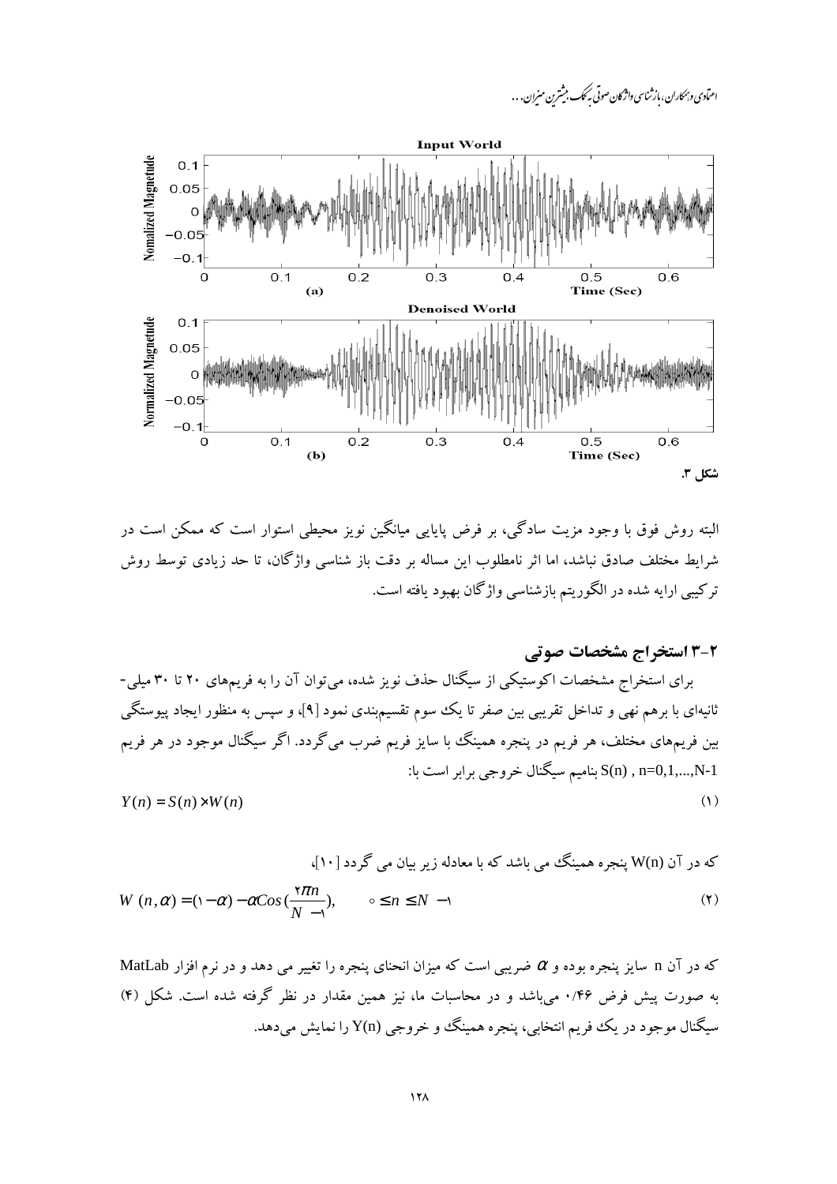شکل ۳.

البته روش فوق با وجود مزیت سادگی، بر فرض پایایی میانگین نویز محیطی استوار است که ممکن است در شرایط مختلف صادق نباشد، اما اثر نامطلوب این مساله بر دقت باز شناسی واژگان، تا حد زیادی توسط روش ترکیبی ارایه شده در الگوریتم بازشناسی واژگان بهبود یافته است.

## ۳-۲ استخراج مشخصات صوتی

برای استخراج مشخصات اکوستیکی از سیگنال حذف نویز شده، می‌توان آن را به فریم‌های ۲۰ تا ۳۰ میلی-ثانیه‌ای با برهم نهی و تداخل تقریبی بین صفر تا یک سوم تقسیم‌بندی نمود [۹]، و سپس به منظور ایجاد پیوستگی بین فریم‌های مختلف، هر فریم در پنجره همینگ با سایز فریم ضرب می‌گردد. اگر سیگنال موجود در هر فریم را $S(n)$ , $n=0,1,...,N-1$ بنامیم سیگنال خروجی برابر است با:

$$Y(n) = S(n) \times W(n) \tag{۱}$$

که در آن $W(n)$ پنجره همینگ می باشد که با معادله زیر بیان می گردد [۱۰]،

$$W(n,\alpha) = (1-\alpha) - \alpha Cos(\frac{2\pi n}{N-1}), \qquad 0 \le n \le N-1 \tag{۲}$$

که در آن n سایز پنجره بوده و $\alpha$ ضریبی است که میزان انحنای پنجره را تغییر می دهد و در نرم افزار MatLab به صورت پیش فرض ۰/۴۶ می‌باشد و در محاسبات ما، نیز همین مقدار در نظر گرفته شده است. شکل (۴) سیگنال موجود در یک فریم انتخابی، پنجره همینگ و خروجی $Y(n)$ را نمایش می‌دهد.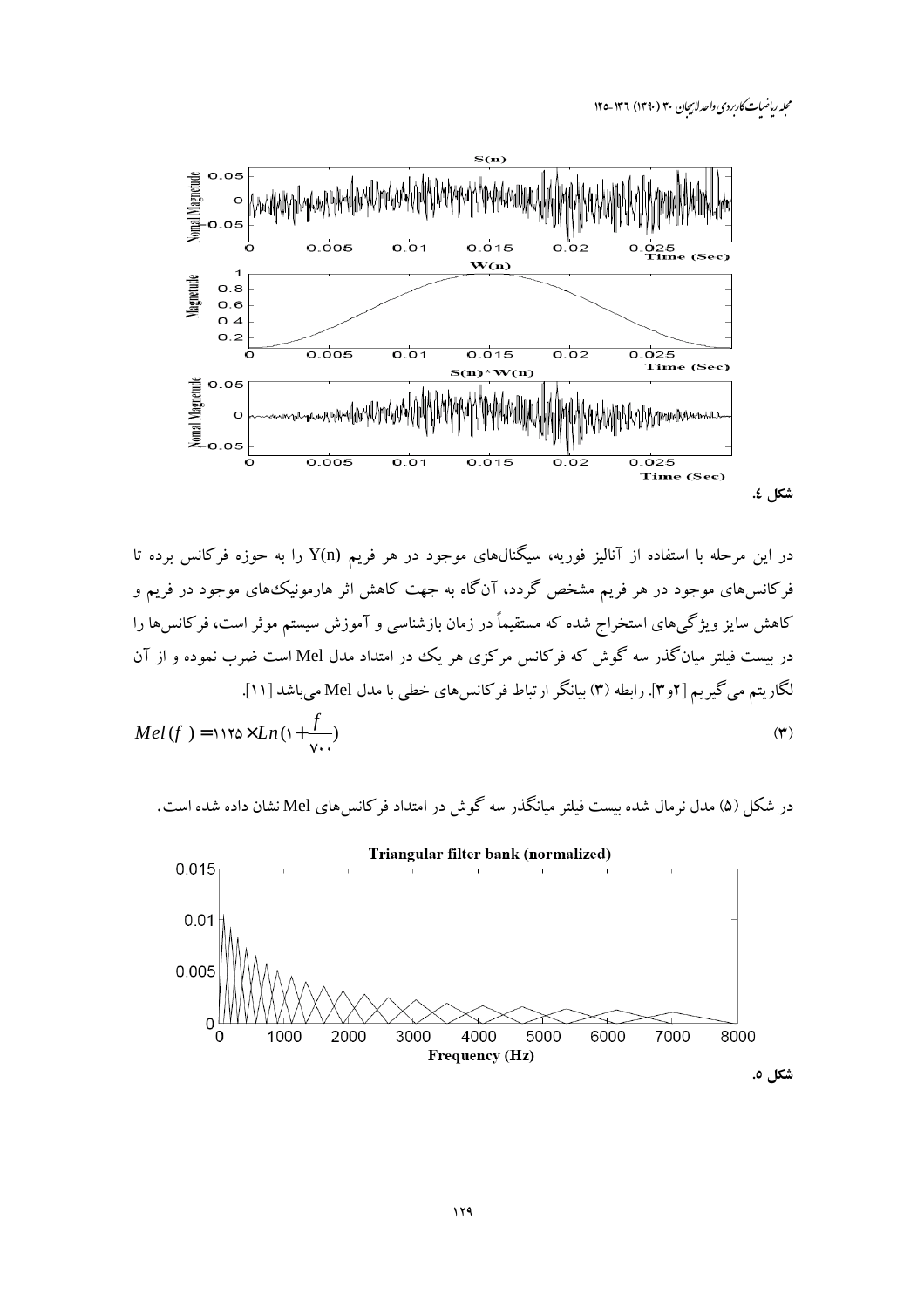شکل ٤.

در این مرحله با استفاده از آنالیز فوریه، سیگنال‌های موجود در هر فریم Y(n) را به حوزه فرکانس برده تا فرکانس‌های موجود در هر فریم مشخص گردد، آن‌گاه به جهت کاهش اثر هارمونیک‌های موجود در فریم و کاهش سایز ویژگی‌های استخراج شده که مستقیماً در زمان بازشناسی و آموزش سیستم موثر است، فرکانس‌ها را در بیست فیلتر میان‌گذر سه گوش که فرکانس مرکزی هر یک در امتداد مدل Mel است ضرب نموده و از آن لگاریتم می‌گیریم [۲و۳]. رابطه (۳) بیانگر ارتباط فرکانس‌های خطی با مدل Mel می‌باشد [۱۱].

$$Mel(f) = 1125 \times Ln\left(1 + \frac{f}{700}\right) \tag{3}$$

در شکل (۵) مدل نرمال شده بیست فیلتر میانگذر سه گوش در امتداد فرکانس‌های Mel نشان داده شده است.

شکل ۵.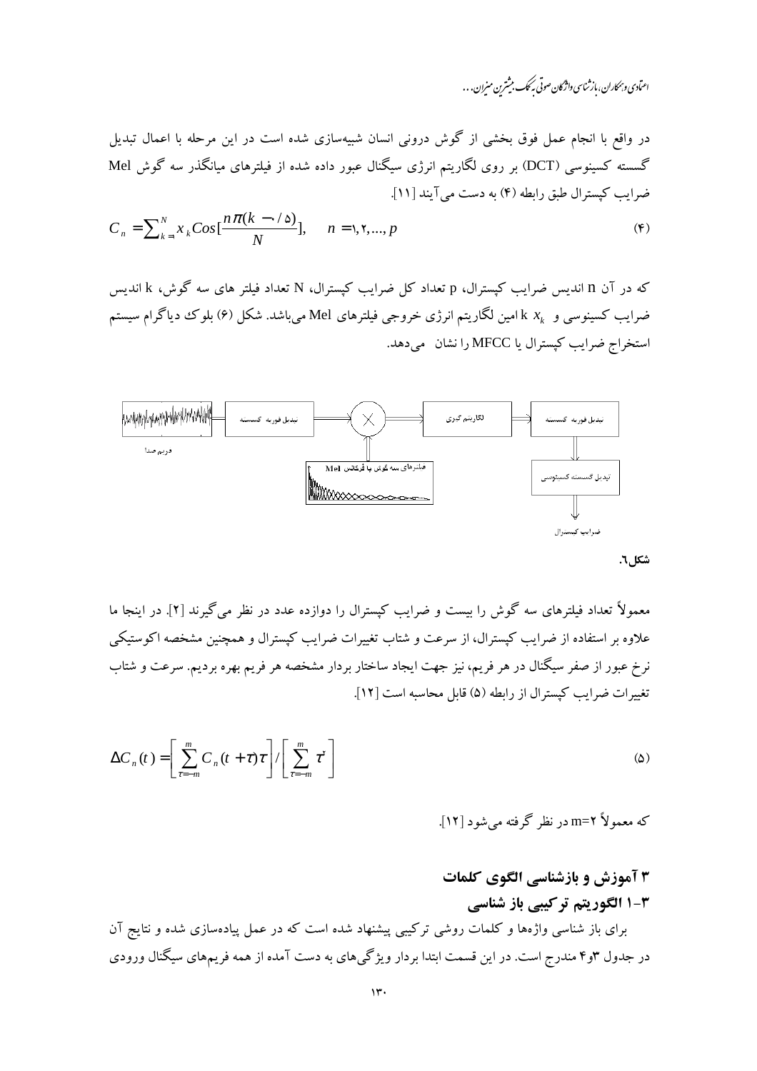در واقع با انجام عمل فوق بخشی از گوش درونی انسان شبیه‌سازی شده است در این مرحله با اعمال تبدیل گسسته کسینوسی (DCT) بر روی لگاریتم انرژی سیگنال عبور داده شده از فیلترهای میانگذر سه گوش Mel ضرایب کپسترال طبق رابطه (۴) به دست می‌آیند [۱۱].

$$C_n = \sum_{k=1}^{N} x_k Cos[\frac{n\pi(k - 0/5)}{N}], \quad n = 1, 2, ..., p \tag{۴}$$

که در آن n اندیس ضرایب کپسترال، p تعداد کل ضرایب کپسترال، N تعداد فیلتر های سه گوش، k اندیس ضرایب کسینوسی و $x_k$ k امین لگاریتم انرژی خروجی فیلترهای Mel می‌باشد. شکل (۶) بلوک دیاگرام سیستم استخراج ضرایب کپسترال یا MFCC را نشان می‌دهد.

فریم صدا → تبدیل فوریه گسسته → × (فیلترهای سه گوش با فرکانس Mel) → لگاریتم گیری → تبدیل فوریه گسسته → تبدیل گسسته کسینوسی → ضرایب کپسترال

شکل۶.

معمولاً تعداد فیلترهای سه گوش را بیست و ضرایب کپسترال را دوازده عدد در نظر می‌گیرند [۲]. در اینجا ما علاوه بر استفاده از ضرایب کپسترال، از سرعت و شتاب تغییرات ضرایب کپسترال و همچنین مشخصه اکوستیکی نرخ عبور از صفر سیگنال در هر فریم، نیز جهت ایجاد ساختار بردار مشخصه هر فریم بهره بردیم. سرعت و شتاب تغییرات ضرایب کپسترال از رابطه (۵) قابل محاسبه است [۱۲].

$$\Delta C_n(t) = \left[ \sum_{\tau=-m}^{m} C_n(t+\tau)\tau \right] / \left[ \sum_{\tau=-m}^{m} \tau^2 \right] \tag{۵}$$

که معمولاً m=۲ در نظر گرفته می‌شود [۱۲].

## ۳ آموزش و بازشناسی الگوی کلمات

### ۳-۱ الگوریتم ترکیبی باز شناسی

برای باز شناسی واژه‌ها و کلمات روشی ترکیبی پیشنهاد شده است که در عمل پیاده‌سازی شده و نتایج آن در جدول ۳و۴ مندرج است. در این قسمت ابتدا بردار ویژگی‌های به دست آمده از همه فریم‌های سیگنال ورودی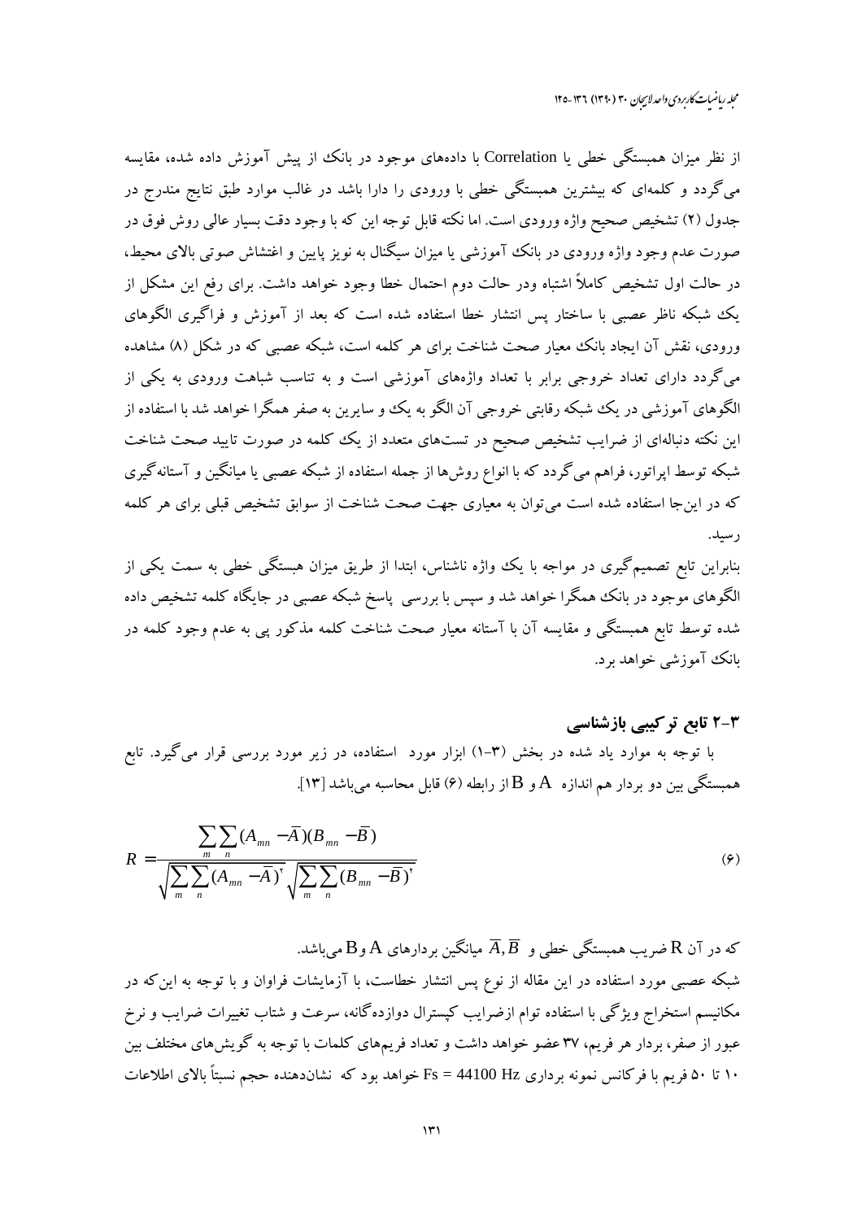از نظر میزان همبستگی خطی یا Correlation با داده‌های موجود در بانک که از پیش آموزش داده شده، مقایسه می‌گردد و کلمه‌ای که بیشترین همبستگی خطی با ورودی را دارا باشد در غالب موارد طبق نتایج مندرج در جدول (۲) تشخیص صحیح واژه ورودی است. اما نکته قابل توجه این که با وجود دقت بسیار عالی روش فوق در صورت عدم وجود واژه ورودی در بانک آموزشی یا میزان سیگنال به نویز پایین و اغتشاش صوتی بالای محیط، در حالت اول تشخیص کاملاً اشتباه ودر حالت دوم احتمال خطا وجود خواهد داشت. برای رفع این مشکل از یک شبکه ناظر عصبی با ساختار پس انتشار خطا استفاده شده است که بعد از آموزش و فراگیری الگوهای ورودی، نقش آن ایجاد بانک معیار صحت شناخت برای هر کلمه است، شبکه عصبی که در شکل (۸) مشاهده می‌گردد دارای تعداد خروجی برابر با تعداد واژه‌های آموزشی است و به تناسب شباهت ورودی به یکی از الگوهای آموزشی در یک شبکه رقابتی خروجی آن الگو به یک و سایرین به صفر همگرا خواهد شد با استفاده از این نکته دنباله‌ای از ضرایب تشخیص صحیح در تست‌های متعدد از یک کلمه در صورت تایید صحت شناخت شبکه توسط اپراتور، فراهم می‌گردد که با انواع روش‌ها از جمله استفاده از شبکه عصبی یا میانگین و آستانه‌گیری که در این‌جا استفاده شده است می‌توان به معیاری جهت صحت شناخت از سوابق تشخیص قبلی برای هر کلمه رسید.

بنابراین تابع تصمیم‌گیری در مواجه با یک واژه ناشناس، ابتدا از طریق میزان هبستگی خطی به سمت یکی از الگوهای موجود در بانک همگرا خواهد شد و سپس با بررسی پاسخ شبکه عصبی در جایگاه کلمه تشخیص داده شده توسط تابع همبستگی و مقایسه آن با آستانه معیار صحت شناخت کلمه مذکور پی به عدم وجود کلمه در بانک آموزشی خواهد برد.

### ۳-۲ تابع ترکیبی بازشناسی

با توجه به موارد یاد شده در بخش (۳-۱) ابزار مورد استفاده، در زیر مورد بررسی قرار می‌گیرد. تابع همبستگی بین دو بردار هم اندازه $A$ و $B$ از رابطه (۶) قابل محاسبه می‌باشد [۱۳].

$$R = \frac{\sum_{m}\sum_{n}(A_{mn} - \bar{A})(B_{mn} - \bar{B})}{\sqrt{\sum_{m}\sum_{n}(A_{mn} - \bar{A})^{2}}\sqrt{\sum_{m}\sum_{n}(B_{mn} - \bar{B})^{2}}} \qquad (۶)$$

که در آن $R$ ضریب همبستگی خطی و $\bar{A}, \bar{B}$ میانگین بردارهای $A$ و $B$ می‌باشد.

شبکه عصبی مورد استفاده در این مقاله از نوع پس انتشار خطاست، با آزمایشات فراوان و با توجه به این‌که در مکانیسم استخراج ویژگی با استفاده توام ازضرایب کپسترال دوازده‌گانه، سرعت و شتاب تغییرات ضرایب و نرخ عبور از صفر، بردار هر فریم، ۳۷ عضو خواهد داشت و تعداد فریم‌های کلمات با توجه به گویش‌های مختلف بین ۱۰ تا ۵۰ فریم با فرکانس نمونه برداری Fs = 44100 Hz خواهد بود که نشان‌دهنده حجم نسبتاً بالای اطلاعات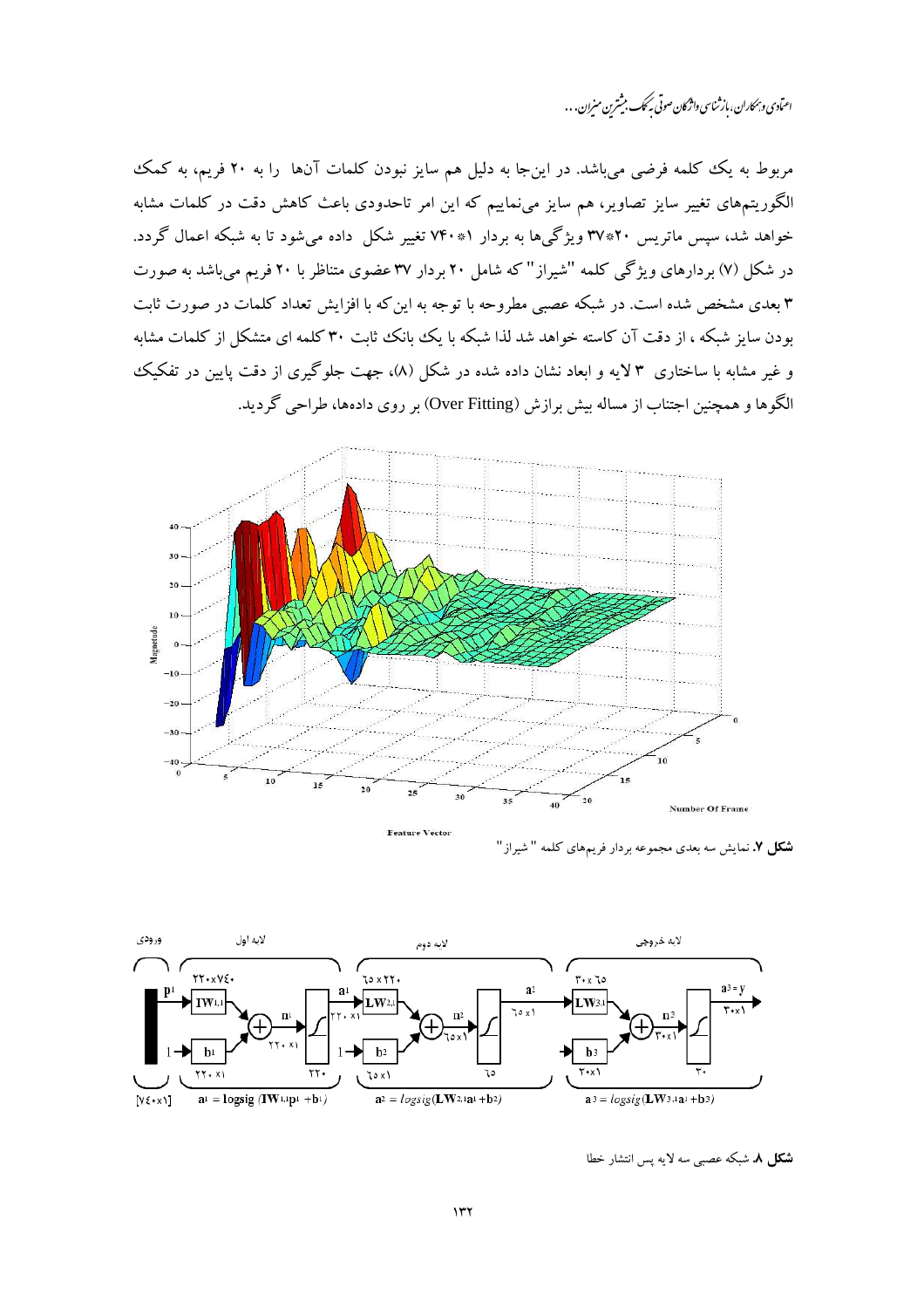مربوط به یک کلمه فرضی می‌باشد. در این‌جا به دلیل هم سایز نبودن کلمات آن‌ها را به ۲۰ فریم، به کمک الگوریتم‌های تغییر سایز تصاویر، هم سایز می‌نماییم که این امر تاحدودی باعث کاهش دقت در کلمات مشابه خواهد شد، سپس ماتریس ۲۰*۳۷ ویژگی‌ها به بردار ۱*۷۴۰ تغییر شکل داده می‌شود تا به شبکه اعمال گردد. در شکل (۷) بردارهای ویژگی کلمه "شیراز" که شامل ۲۰ بردار ۳۷ عضوی متناظر با ۲۰ فریم می‌باشد به صورت ۳ بعدی مشخص شده است. در شبکه عصبی مطروحه با توجه به این‌که با افزایش تعداد کلمات در صورت ثابت بودن سایز شبکه ، از دقت آن کاسته خواهد شد لذا شبکه با یک بانک ثابت ۳۰ کلمه ای متشکل از کلمات مشابه و غیر مشابه با ساختاری ۳ لایه و ابعاد نشان داده شده در شکل (۸)، جهت جلوگیری از دقت پایین در تفکیک الگوها و همچنین اجتناب از مساله بیش برازش (Over Fitting) بر روی داده‌ها، طراحی گردید.

**شکل ۷.** نمایش سه بعدی مجموعه بردار فریم‌های کلمه "شیراز"

**شکل ۸.** شبکه عصبی سه لایه پس انتشار خطا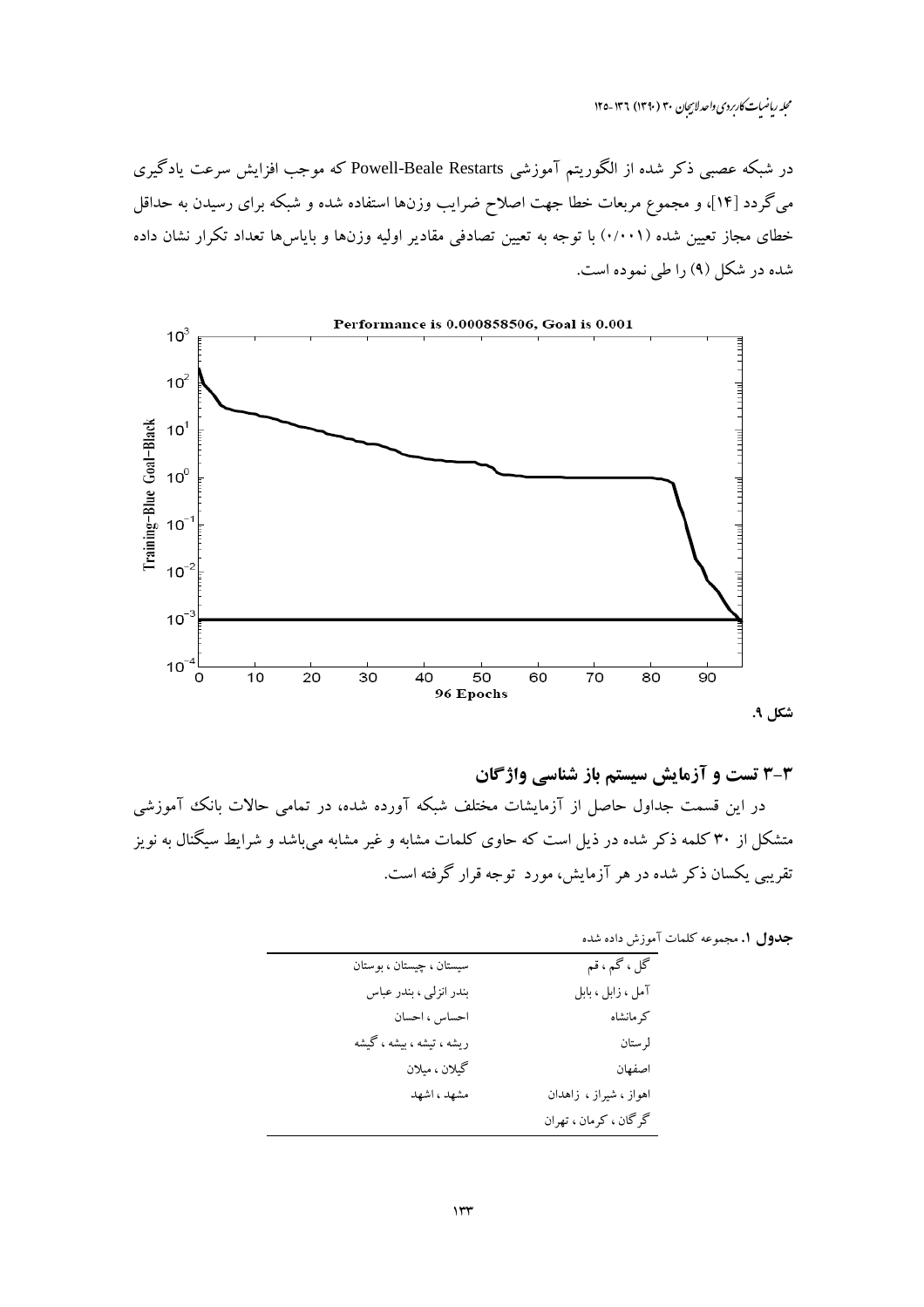در شبکه عصبی ذکر شده از الگوریتم آموزشی Powell-Beale Restarts که موجب افزایش سرعت یادگیری می‌گردد [۱۴]، و مجموع مربعات خطا جهت اصلاح ضرایب وزن‌ها استفاده شده و شبکه برای رسیدن به حداقل خطای مجاز تعیین شده (۰/۰۰۱) با توجه به تعیین تصادفی مقادیر اولیه وزن‌ها و بایاس‌ها تعداد تکرار نشان داده شده در شکل (۹) را طی نموده است.

**شکل ۹.**

## ۳-۳ تست و آزمایش سیستم باز شناسی واژگان

در این قسمت جداول حاصل از آزمایشات مختلف شبکه آورده شده، در تمامی حالات بانک آموزشی متشکل از ۳۰ کلمه ذکر شده در ذیل است که حاوی کلمات مشابه و غیر مشابه می‌باشد و شرایط سیگنال به نویز تقریبی یکسان ذکر شده در هر آزمایش، مورد توجه قرار گرفته است.

**جدول ۱.** مجموعه کلمات آموزش داده شده

| | |
|---|---|
| گل ، گم ، قم | سیستان ، چیستان ، بوستان |
| آمل ، زابل ، بابل | بندر انزلی ، بندر عباس |
| کرمانشاه | احساس ، احسان |
| لرستان | ریشه ، تیشه ، بیشه ، گیشه |
| اصفهان | گیلان ، میلان |
| اهواز ، شیراز ، زاهدان | مشهد ، اشهد |
| گرگان ، کرمان ، تهران | |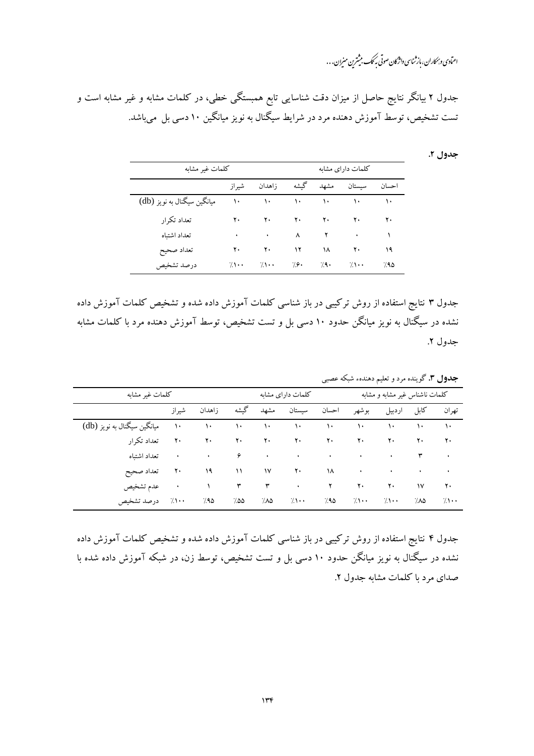جدول ۲ بیانگر نتایج حاصل از میزان دقت شناسایی تابع همبستگی خطی، در کلمات مشابه و غیر مشابه است و تست تشخیص، توسط آموزش دهنده مرد در شرایط سیگنال به نویز میانگین ۱۰ دسی بل می‌باشد.

**جدول ۲.**

| | کلمات غیر مشابه | | کلمات دارای مشابه | | | |
|---|---|---|---|---|---|---|
| | شیراز | زاهدان | گیشه | مشهد | سیستان | احسان |
| میانگین سیگنال به نویز (db) | ۱۰ | ۱۰ | ۱۰ | ۱۰ | ۱۰ | ۱۰ |
| تعداد تکرار | ۲۰ | ۲۰ | ۲۰ | ۲۰ | ۲۰ | ۲۰ |
| تعداد اشتباه | ۰ | ۰ | ۸ | ۲ | ۰ | ۱ |
| تعداد صحیح | ۲۰ | ۲۰ | ۱۲ | ۱۸ | ۲۰ | ۱۹ |
| درصد تشخیص | ٪۱۰۰ | ٪۱۰۰ | ٪۶۰ | ٪۹۰ | ٪۱۰۰ | ٪۹۵ |

جدول ۳ نتایج استفاده از روش ترکیبی در باز شناسی کلمات آموزش داده شده و تشخیص کلمات آموزش داده نشده در سیگنال به نویز میانگن حدود ۱۰ دسی بل و تست تشخیص، توسط آموزش دهنده مرد با کلمات مشابه جدول ۲.

**جدول ۳.** گوینده مرد و تعلیم دهنده‌ء شبکه عصبی

| | کلمات غیر مشابه | | کلمات دارای مشابه | | | | کلمات ناشناس غیر مشابه و مشابه | | | |
|---|---|---|---|---|---|---|---|---|---|---|
| | شیراز | زاهدان | گیشه | مشهد | سیستان | احسان | بوشهر | اردبیل | کابل | تهران |
| میانگین سیگنال به نویز (db) | ۱۰ | ۱۰ | ۱۰ | ۱۰ | ۱۰ | ۱۰ | ۱۰ | ۱۰ | ۱۰ | ۱۰ |
| تعداد تکرار | ۲۰ | ۲۰ | ۲۰ | ۲۰ | ۲۰ | ۲۰ | ۲۰ | ۲۰ | ۲۰ | ۲۰ |
| تعداد اشتباه | ۰ | ۰ | ۶ | ۰ | ۰ | ۰ | ۰ | ۰ | ۳ | ۰ |
| تعداد صحیح | ۲۰ | ۱۹ | ۱۱ | ۱۷ | ۲۰ | ۱۸ | ۰ | ۰ | ۰ | ۰ |
| عدم تشخیص | ۰ | ۱ | ۳ | ۳ | ۰ | ۲ | ۲۰ | ۲۰ | ۱۷ | ۲۰ |
| درصد تشخیص | ٪۱۰۰ | ٪۹۵ | ٪۵۵ | ٪۸۵ | ٪۱۰۰ | ٪۹۵ | ٪۱۰۰ | ٪۱۰۰ | ٪۸۵ | ٪۱۰۰ |

جدول ۴ نتایج استفاده از روش ترکیبی در باز شناسی کلمات آموزش داده شده و تشخیص کلمات آموزش داده نشده در سیگنال به نویز میانگن حدود ۱۰ دسی بل و تست تشخیص، توسط زن، در شبکه آموزش داده شده با صدای مرد با کلمات مشابه جدول ۲.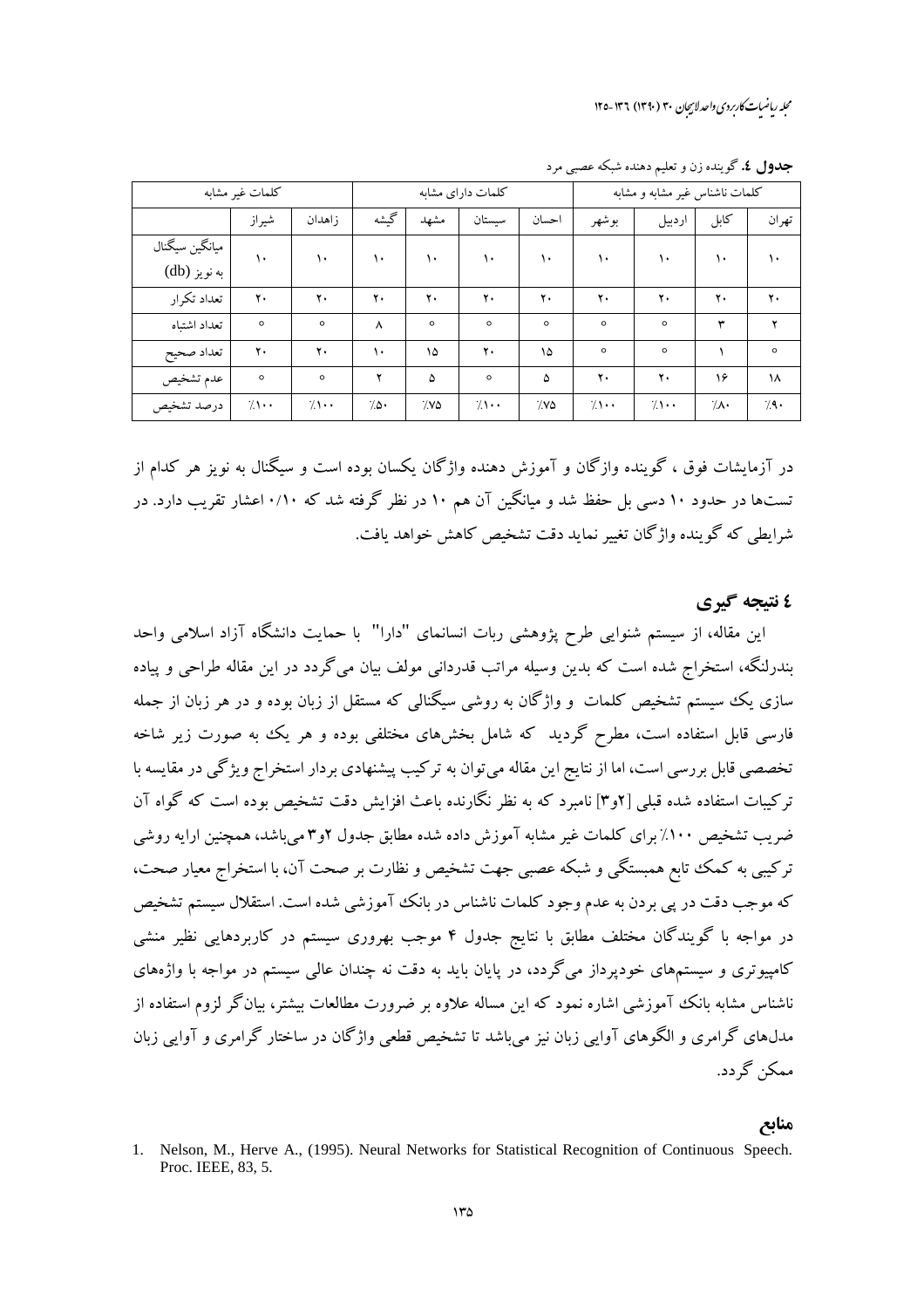**جدول ٤.** گوینده زن و تعلیم دهنده شبکه عصبی مرد

| | کلمات ناشناس غیر مشابه و مشابه | | | | کلمات دارای مشابه | | | | کلمات غیر مشابه | |
|---|---|---|---|---|---|---|---|---|---|---|
| | تهران | کابل | اردبیل | بوشهر | احسان | سیستان | مشهد | گیشه | زاهدان | شیراز |
| میانگین سیگنال به نویز (db) | ۱۰ | ۱۰ | ۱۰ | ۱۰ | ۱۰ | ۱۰ | ۱۰ | ۱۰ | ۱۰ | ۱۰ |
| تعداد تکرار | ۲۰ | ۲۰ | ۲۰ | ۲۰ | ۲۰ | ۲۰ | ۲۰ | ۲۰ | ۲۰ | ۲۰ |
| تعداد اشتباه | ۲ | ۳ | ۰ | ۰ | ۰ | ۰ | ۰ | ۸ | ۰ | ۰ |
| تعداد صحیح | ۰ | ۱ | ۰ | ۰ | ۱۵ | ۲۰ | ۱۵ | ۱۰ | ۲۰ | ۲۰ |
| عدم تشخیص | ۱۸ | ۱۶ | ۲۰ | ۲۰ | ۵ | ۰ | ۵ | ۲ | ۰ | ۰ |
| درصد تشخیص | ٪۹۰ | ٪۸۰ | ٪۱۰۰ | ٪۱۰۰ | ٪۷۵ | ٪۱۰۰ | ٪۷۵ | ٪۵۰ | ٪۱۰۰ | ٪۱۰۰ |

در آزمایشات فوق ، گوینده واژگان و آموزش دهنده واژگان یکسان بوده است و سیگنال به نویز هر کدام از تست‌ها در حدود ۱۰ دسی بل حفظ شد و میانگین آن هم ۱۰ در نظر گرفته شد که ۰/۱۰ اعشار تقریب دارد. در شرایطی که گوینده واژگان تغییر نماید دقت تشخیص کاهش خواهد یافت.

## ٤ نتیجه گیری

این مقاله، از سیستم شنوایی طرح پژوهشی ربات انسانمای "دارا" با حمایت دانشگاه آزاد اسلامی واحد بندرلنگه، استخراج شده است که بدین وسیله مراتب قدردانی مولف بیان می‌گردد در این مقاله طراحی و پیاده سازی یک سیستم تشخیص کلمات و واژگان به روشی سیگنالی که مستقل از زبان بوده و در هر زبان از جمله فارسی قابل استفاده است، مطرح گردید که شامل بخش‌های مختلفی بوده و هر یک به صورت زیر شاخه تخصصی قابل بررسی است، اما از نتایج این مقاله می‌توان به ترکیب پیشنهادی بردار استخراج ویژگی در مقایسه با ترکیبات استفاده شده قبلی [۲و۳] نامبرد که به نظر نگارنده باعث افزایش دقت تشخیص بوده است که گواه آن ضریب تشخیص ٪۱۰۰ برای کلمات غیر مشابه آموزش داده شده مطابق جدول ۲و۳ می‌باشد، همچنین ارایه روشی ترکیبی به کمک تابع همبستگی و شبکه عصبی جهت تشخیص و نظارت بر صحت آن، با استخراج معیار صحت، که موجب دقت در پی بردن به عدم وجود کلمات ناشناس در بانک آموزشی شده است. استقلال سیستم تشخیص در مواجه با گویندگان مختلف مطابق با نتایج جدول ۴ موجب بهروری سیستم در کاربردهایی نظیر منشی کامپیوتری و سیستم‌های خودپرداز می‌گردد، در پایان باید به دقت نه چندان عالی سیستم در مواجه با واژه‌های ناشناس مشابه بانک آموزشی اشاره نمود که این مساله علاوه بر ضرورت مطالعات بیشتر، بیان‌گر لزوم استفاده از مدل‌های گرامری و الگوهای آوایی زبان نیز می‌باشد تا تشخیص قطعی واژگان در ساختار گرامری و آوایی زبان ممکن گردد.

## منابع

1. Nelson, M., Herve A., (1995). Neural Networks for Statistical Recognition of Continuous Speech. Proc. IEEE, 83, 5.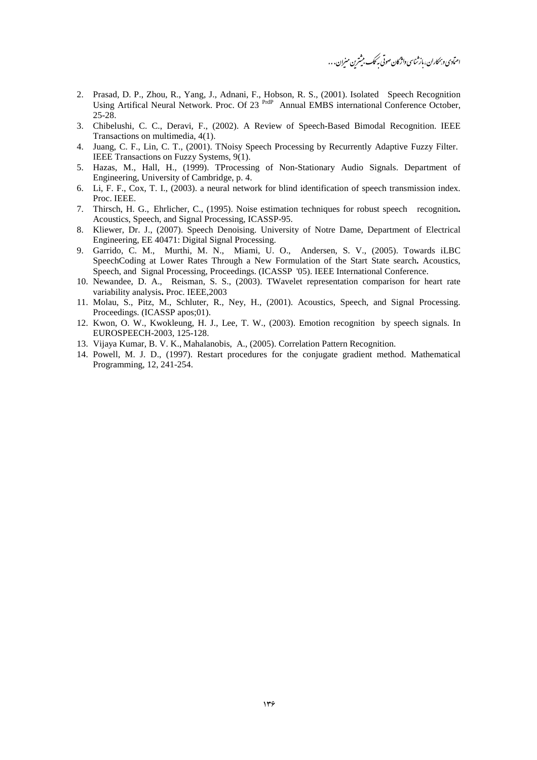2. Prasad, D. P., Zhou, R., Yang, J., Adnani, F., Hobson, R. S., (2001). Isolated Speech Recognition Using Artifical Neural Network. Proc. Of 23 PrdP Annual EMBS international Conference October, 25-28.
3. Chibelushi, C. C., Deravi, F., (2002). A Review of Speech-Based Bimodal Recognition. IEEE Transactions on multimedia, 4(1).
4. Juang, C. F., Lin, C. T., (2001). TNoisy Speech Processing by Recurrently Adaptive Fuzzy Filter. IEEE Transactions on Fuzzy Systems, 9(1).
5. Hazas, M., Hall, H., (1999). TProcessing of Non-Stationary Audio Signals. Department of Engineering, University of Cambridge, p. 4.
6. Li, F. F., Cox, T. I., (2003). a neural network for blind identification of speech transmission index. Proc. IEEE.
7. Thirsch, H. G., Ehrlicher, C., (1995). Noise estimation techniques for robust speech recognition**.** Acoustics, Speech, and Signal Processing, ICASSP-95.
8. Kliewer, Dr. J., (2007). Speech Denoising. University of Notre Dame, Department of Electrical Engineering, EE 40471: Digital Signal Processing.
9. Garrido, C. M., Murthi, M. N., Miami, U. O., Andersen, S. V., (2005). Towards iLBC SpeechCoding at Lower Rates Through a New Formulation of the Start State search**.** Acoustics, Speech, and Signal Processing, Proceedings. (ICASSP '05). IEEE International Conference.
10. Newandee, D. A., Reisman, S. S., (2003). TWavelet representation comparison for heart rate variability analysis**.** Proc. IEEE,2003
11. Molau, S., Pitz, M., Schluter, R., Ney, H., (2001). Acoustics, Speech, and Signal Processing. Proceedings. (ICASSP apos;01).
12. Kwon, O. W., Kwokleung, H. J., Lee, T. W., (2003). Emotion recognition by speech signals. In EUROSPEECH-2003, 125-128.
13. Vijaya Kumar, B. V. K., Mahalanobis, A., (2005). Correlation Pattern Recognition.
14. Powell, M. J. D., (1997). Restart procedures for the conjugate gradient method. Mathematical Programming, 12, 241-254.